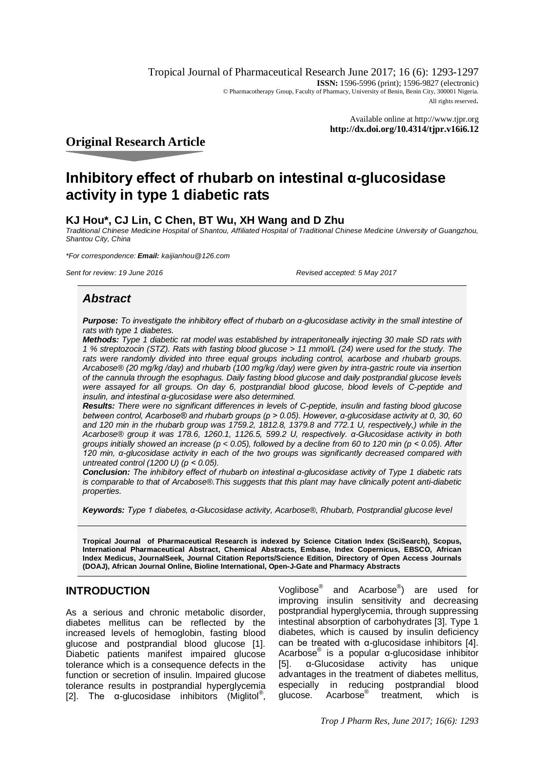Tropical Journal of Pharmaceutical Research June 2017; 16 (6): 1293-1297

**ISSN:** 1596-5996 (print); 1596-9827 (electronic)

© Pharmacotherapy Group, Faculty of Pharmacy, University of Benin, Benin City, 300001 Nigeria.

All rights reserved.

Available online at http://www.tjpr.org

**http://dx.doi.org/10.4314/tjpr.v16i6.12**

## Original Research Article

# Inhibitory effect of rhubarb on intestinal α-glucosidase activity in type 1 diabetic rats

**KJ Hou*, CJ Lin, C Chen, BT Wu, XH Wang and D Zhu**

*Traditional Chinese Medicine Hospital of Shantou, Affiliated Hospital of Traditional Chinese Medicine University of Guangzhou, Shantou City, China*

*\*For correspondence: **Email:** kaijianhou@126.com*

*Sent for review: 19 June 2016* *Revised accepted: 5 May 2017*

## *Abstract*

***Purpose:*** *To investigate the inhibitory effect of rhubarb on α-glucosidase activity in the small intestine of rats with type 1 diabetes.*

***Methods:*** *Type 1 diabetic rat model was established by intraperitoneally injecting 30 male SD rats with 1 % streptozocin (STZ). Rats with fasting blood glucose > 11 mmol/L (24) were used for the study. The rats were randomly divided into three equal groups including control, acarbose and rhubarb groups. Arcabose® (20 mg/kg /day) and rhubarb (100 mg/kg /day) were given by intra-gastric route via insertion of the cannula through the esophagus. Daily fasting blood glucose and daily postprandial glucose levels were assayed for all groups. On day 6, postprandial blood glucose, blood levels of C-peptide and insulin, and intestinal α-glucosidase were also determined.*

***Results:*** *There were no significant differences in levels of C-peptide, insulin and fasting blood glucose between control, Acarbose® and rhubarb groups ($p > 0.05$). However, α-glucosidase activity at 0, 30, 60 and 120 min in the rhubarb group was 1759.2, 1812.8, 1379.8 and 772.1 U, respectively,) while in the Acarbose® group it was 178.6, 1260.1, 1126.5, 599.2 U, respectively. α-Glucosidase activity in both groups initially showed an increase ($p < 0.05$), followed by a decline from 60 to 120 min ($p < 0.05$). After 120 min, α-glucosidase activity in each of the two groups was significantly decreased compared with untreated control (1200 U) ($p < 0.05$).*

***Conclusion:*** *The inhibitory effect of rhubarb on intestinal α-glucosidase activity of Type 1 diabetic rats is comparable to that of Arcabose®.This suggests that this plant may have clinically potent anti-diabetic properties.*

***Keywords:*** *Type 1 diabetes, α-Glucosidase activity, Acarbose®, Rhubarb, Postprandial glucose level*

**Tropical Journal of Pharmaceutical Research is indexed by Science Citation Index (SciSearch), Scopus, International Pharmaceutical Abstract, Chemical Abstracts, Embase, Index Copernicus, EBSCO, African Index Medicus, JournalSeek, Journal Citation Reports/Science Edition, Directory of Open Access Journals (DOAJ), African Journal Online, Bioline International, Open-J-Gate and Pharmacy Abstracts**

## INTRODUCTION

As a serious and chronic metabolic disorder, diabetes mellitus can be reflected by the increased levels of hemoglobin, fasting blood glucose and postprandial blood glucose [1]. Diabetic patients manifest impaired glucose tolerance which is a consequence defects in the function or secretion of insulin. Impaired glucose tolerance results in postprandial hyperglycemia [2]. The α-glucosidase inhibitors (Miglitol®, Voglibose® and Acarbose®) are used for improving insulin sensitivity and decreasing postprandial hyperglycemia, through suppressing intestinal absorption of carbohydrates [3]. Type 1 diabetes, which is caused by insulin deficiency can be treated with α-glucosidase inhibitors [4]. Acarbose® is a popular α-glucosidase inhibitor [5]. α-Glucosidase activity has unique advantages in the treatment of diabetes mellitus, especially in reducing postprandial blood glucose. Acarbose® treatment, which is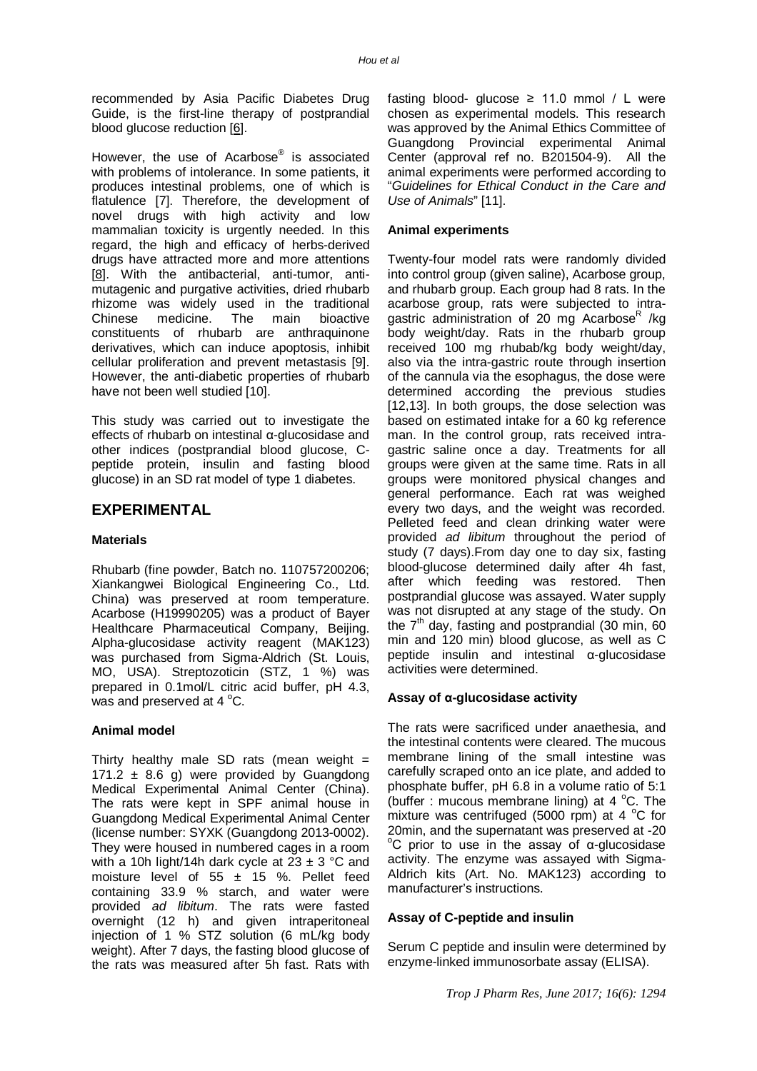recommended by Asia Pacific Diabetes Drug Guide, is the first-line therapy of postprandial blood glucose reduction [6].

However, the use of Acarbose® is associated with problems of intolerance. In some patients, it produces intestinal problems, one of which is flatulence [7]. Therefore, the development of novel drugs with high activity and low mammalian toxicity is urgently needed. In this regard, the high and efficacy of herbs-derived drugs have attracted more and more attentions [8]. With the antibacterial, anti-tumor, anti-mutagenic and purgative activities, dried rhubarb rhizome was widely used in the traditional Chinese medicine. The main bioactive constituents of rhubarb are anthraquinone derivatives, which can induce apoptosis, inhibit cellular proliferation and prevent metastasis [9]. However, the anti-diabetic properties of rhubarb have not been well studied [10].

This study was carried out to investigate the effects of rhubarb on intestinal α-glucosidase and other indices (postprandial blood glucose, C-peptide protein, insulin and fasting blood glucose) in an SD rat model of type 1 diabetes.

## EXPERIMENTAL

### Materials

Rhubarb (fine powder, Batch no. 110757200206; Xiankangwei Biological Engineering Co., Ltd. China) was preserved at room temperature. Acarbose (H19990205) was a product of Bayer Healthcare Pharmaceutical Company, Beijing. Alpha-glucosidase activity reagent (MAK123) was purchased from Sigma-Aldrich (St. Louis, MO, USA). Streptozoticin (STZ, 1 %) was prepared in 0.1mol/L citric acid buffer, pH 4.3, was and preserved at 4 °C.

### Animal model

Thirty healthy male SD rats (mean weight = 171.2 ± 8.6 g) were provided by Guangdong Medical Experimental Animal Center (China). The rats were kept in SPF animal house in Guangdong Medical Experimental Animal Center (license number: SYXK (Guangdong 2013-0002). They were housed in numbered cages in a room with a 10h light/14h dark cycle at 23 ± 3 °C and moisture level of 55 ± 15 %. Pellet feed containing 33.9 % starch, and water were provided *ad libitum*. The rats were fasted overnight (12 h) and given intraperitoneal injection of 1 % STZ solution (6 mL/kg body weight). After 7 days, the fasting blood glucose of the rats was measured after 5h fast. Rats with fasting blood- glucose ≥ 11.0 mmol / L were chosen as experimental models. This research was approved by the Animal Ethics Committee of Guangdong Provincial experimental Animal Center (approval ref no. B201504-9). All the animal experiments were performed according to "*Guidelines for Ethical Conduct in the Care and Use of Animals*" [11].

### Animal experiments

Twenty-four model rats were randomly divided into control group (given saline), Acarbose group, and rhubarb group. Each group had 8 rats. In the acarbose group, rats were subjected to intra-gastric administration of 20 mg Acarbose® /kg body weight/day. Rats in the rhubarb group received 100 mg rhubab/kg body weight/day, also via the intra-gastric route through insertion of the cannula via the esophagus, the dose were determined according the previous studies [12,13]. In both groups, the dose selection was based on estimated intake for a 60 kg reference man. In the control group, rats received intra-gastric saline once a day. Treatments for all groups were given at the same time. Rats in all groups were monitored physical changes and general performance. Each rat was weighed every two days, and the weight was recorded. Pelleted feed and clean drinking water were provided *ad libitum* throughout the period of study (7 days).From day one to day six, fasting blood-glucose determined daily after 4h fast, after which feeding was restored. Then postprandial glucose was assayed. Water supply was not disrupted at any stage of the study. On the 7th day, fasting and postprandial (30 min, 60 min and 120 min) blood glucose, as well as C peptide insulin and intestinal α-glucosidase activities were determined.

### Assay of α-glucosidase activity

The rats were sacrificed under anaethesia, and the intestinal contents were cleared. The mucous membrane lining of the small intestine was carefully scraped onto an ice plate, and added to phosphate buffer, pH 6.8 in a volume ratio of 5:1 (buffer : mucous membrane lining) at 4 °C. The mixture was centrifuged (5000 rpm) at 4 °C for 20min, and the supernatant was preserved at -20 °C prior to use in the assay of α-glucosidase activity. The enzyme was assayed with Sigma-Aldrich kits (Art. No. MAK123) according to manufacturer's instructions.

### Assay of C-peptide and insulin

Serum C peptide and insulin were determined by enzyme-linked immunosorbate assay (ELISA).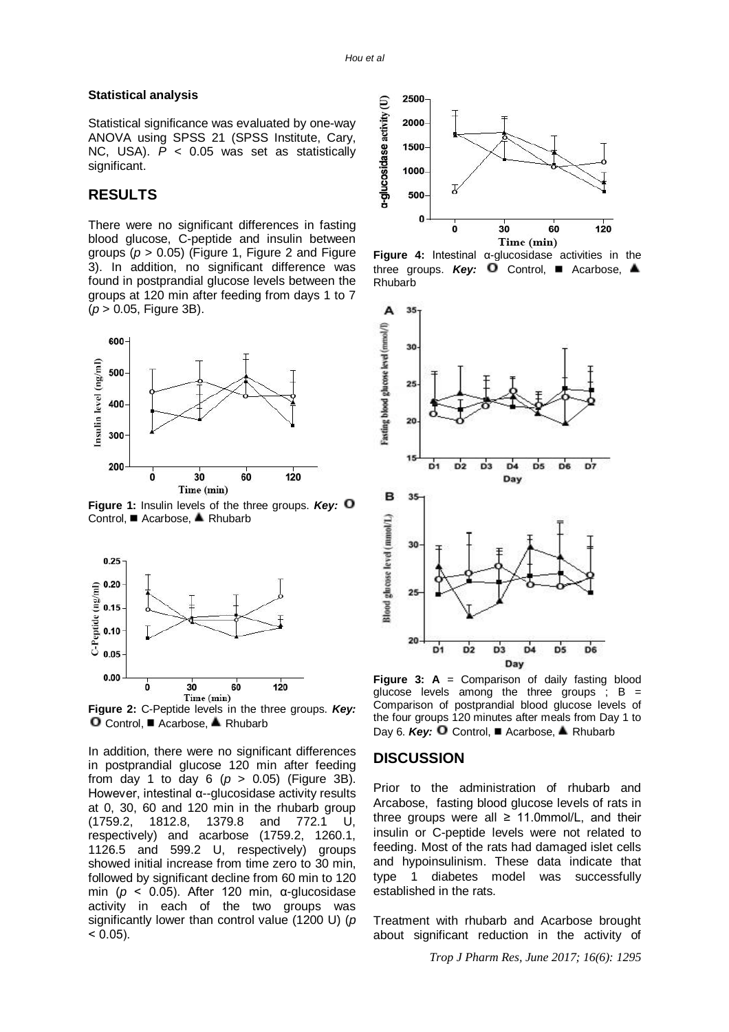### Statistical analysis

Statistical significance was evaluated by one-way ANOVA using SPSS 21 (SPSS Institute, Cary, NC, USA). $P < 0.05$ was set as statistically significant.

## RESULTS

There were no significant differences in fasting blood glucose, C-peptide and insulin between groups ($p > 0.05$) (Figure 1, Figure 2 and Figure 3). In addition, no significant difference was found in postprandial glucose levels between the groups at 120 min after feeding from days 1 to 7 ($p > 0.05$, Figure 3B).

**Figure 1:** Insulin levels of the three groups. ***Key:*** O Control, ■ Acarbose, ▲ Rhubarb

**Figure 2:** C-Peptide levels in the three groups. ***Key:*** O Control, ■ Acarbose, ▲ Rhubarb

In addition, there were no significant differences in postprandial glucose 120 min after feeding from day 1 to day 6 ($p > 0.05$) (Figure 3B). However, intestinal α--glucosidase activity results at 0, 30, 60 and 120 min in the rhubarb group (1759.2, 1812.8, 1379.8 and 772.1 U, respectively) and acarbose (1759.2, 1260.1, 1126.5 and 599.2 U, respectively) groups showed initial increase from time zero to 30 min, followed by significant decline from 60 min to 120 min ($p < 0.05$). After 120 min, α-glucosidase activity in each of the two groups was significantly lower than control value (1200 U) ($p < 0.05$).

**Figure 4:** Intestinal α-glucosidase activities in the three groups. ***Key:*** O Control, ■ Acarbose, ▲ Rhubarb

**Figure 3: A** = Comparison of daily fasting blood glucose levels among the three groups ; B = Comparison of postprandial blood glucose levels of the four groups 120 minutes after meals from Day 1 to Day 6. ***Key:*** O Control, ■ Acarbose, ▲ Rhubarb

## DISCUSSION

Prior to the administration of rhubarb and Arcabose, fasting blood glucose levels of rats in three groups were all ≥ 11.0mmol/L, and their insulin or C-peptide levels were not related to feeding. Most of the rats had damaged islet cells and hypoinsulinism. These data indicate that type 1 diabetes model was successfully established in the rats.

Treatment with rhubarb and Acarbose brought about significant reduction in the activity of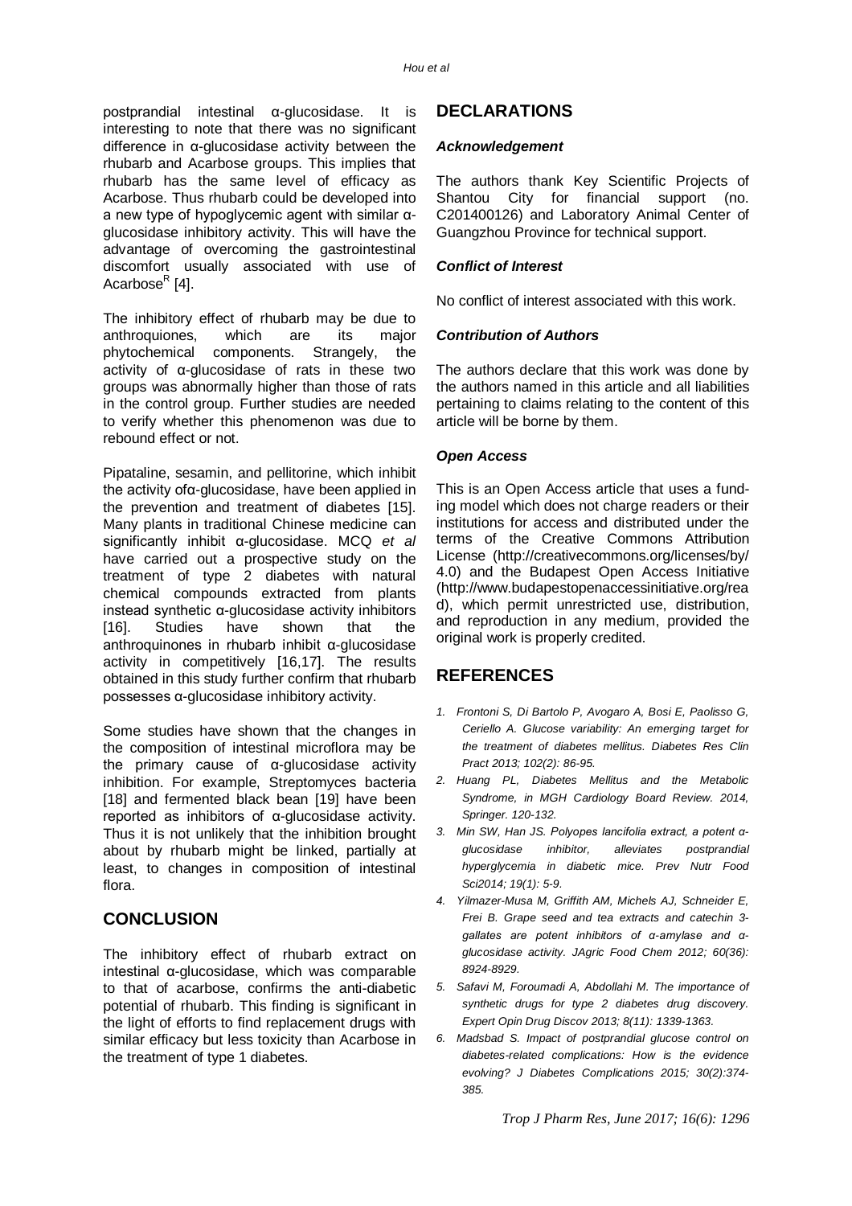postprandial intestinal α-glucosidase. It is interesting to note that there was no significant difference in α-glucosidase activity between the rhubarb and Acarbose groups. This implies that rhubarb has the same level of efficacy as Acarbose. Thus rhubarb could be developed into a new type of hypoglycemic agent with similar α-glucosidase inhibitory activity. This will have the advantage of overcoming the gastrointestinal discomfort usually associated with use of Acarbose$^R$ [4].

The inhibitory effect of rhubarb may be due to anthroquiones, which are its major phytochemical components. Strangely, the activity of α-glucosidase of rats in these two groups was abnormally higher than those of rats in the control group. Further studies are needed to verify whether this phenomenon was due to rebound effect or not.

Pipataline, sesamin, and pellitorine, which inhibit the activity ofα-glucosidase, have been applied in the prevention and treatment of diabetes [15]. Many plants in traditional Chinese medicine can significantly inhibit α-glucosidase. MCQ *et al* have carried out a prospective study on the treatment of type 2 diabetes with natural chemical compounds extracted from plants instead synthetic α-glucosidase activity inhibitors [16]. Studies have shown that the anthroquinones in rhubarb inhibit α-glucosidase activity in competitively [16,17]. The results obtained in this study further confirm that rhubarb possesses α-glucosidase inhibitory activity.

Some studies have shown that the changes in the composition of intestinal microflora may be the primary cause of α-glucosidase activity inhibition. For example, Streptomyces bacteria [18] and fermented black bean [19] have been reported as inhibitors of α-glucosidase activity. Thus it is not unlikely that the inhibition brought about by rhubarb might be linked, partially at least, to changes in composition of intestinal flora.

## CONCLUSION

The inhibitory effect of rhubarb extract on intestinal α-glucosidase, which was comparable to that of acarbose, confirms the anti-diabetic potential of rhubarb. This finding is significant in the light of efforts to find replacement drugs with similar efficacy but less toxicity than Acarbose in the treatment of type 1 diabetes.

## DECLARATIONS

### *Acknowledgement*

The authors thank Key Scientific Projects of Shantou City for financial support (no. C201400126) and Laboratory Animal Center of Guangzhou Province for technical support.

### *Conflict of Interest*

No conflict of interest associated with this work.

### *Contribution of Authors*

The authors declare that this work was done by the authors named in this article and all liabilities pertaining to claims relating to the content of this article will be borne by them.

### *Open Access*

This is an Open Access article that uses a funding model which does not charge readers or their institutions for access and distributed under the terms of the Creative Commons Attribution License (http://creativecommons.org/licenses/by/4.0) and the Budapest Open Access Initiative (http://www.budapestopenaccessinitiative.org/read), which permit unrestricted use, distribution, and reproduction in any medium, provided the original work is properly credited.

## REFERENCES

1. *Frontoni S, Di Bartolo P, Avogaro A, Bosi E, Paolisso G, Ceriello A. Glucose variability: An emerging target for the treatment of diabetes mellitus. Diabetes Res Clin Pract 2013; 102(2): 86-95.*
2. *Huang PL, Diabetes Mellitus and the Metabolic Syndrome, in MGH Cardiology Board Review. 2014, Springer. 120-132.*
3. *Min SW, Han JS. Polyopes lancifolia extract, a potent α-glucosidase inhibitor, alleviates postprandial hyperglycemia in diabetic mice. Prev Nutr Food Sci2014; 19(1): 5-9.*
4. *Yilmazer-Musa M, Griffith AM, Michels AJ, Schneider E, Frei B. Grape seed and tea extracts and catechin 3-gallates are potent inhibitors of α-amylase and α-glucosidase activity. JAgric Food Chem 2012; 60(36): 8924-8929.*
5. *Safavi M, Foroumadi A, Abdollahi M. The importance of synthetic drugs for type 2 diabetes drug discovery. Expert Opin Drug Discov 2013; 8(11): 1339-1363.*
6. *Madsbad S. Impact of postprandial glucose control on diabetes-related complications: How is the evidence evolving? J Diabetes Complications 2015; 30(2):374-385.*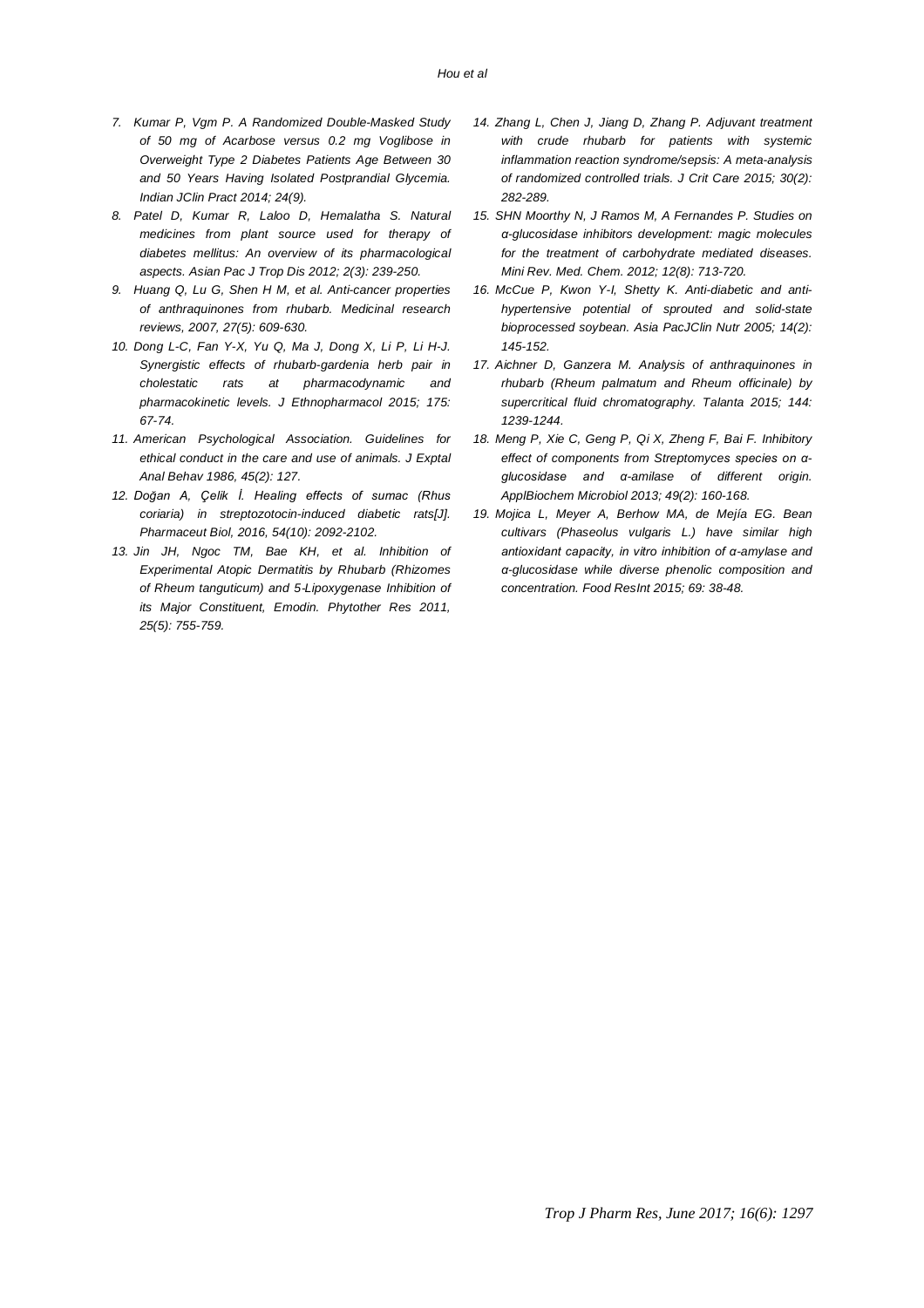7. Kumar P, Vgm P. A Randomized Double-Masked Study of 50 mg of Acarbose versus 0.2 mg Voglibose in Overweight Type 2 Diabetes Patients Age Between 30 and 50 Years Having Isolated Postprandial Glycemia. Indian JClin Pract 2014; 24(9).
8. Patel D, Kumar R, Laloo D, Hemalatha S. Natural medicines from plant source used for therapy of diabetes mellitus: An overview of its pharmacological aspects. Asian Pac J Trop Dis 2012; 2(3): 239-250.
9. Huang Q, Lu G, Shen H M, et al. Anti-cancer properties of anthraquinones from rhubarb. Medicinal research reviews, 2007, 27(5): 609-630.
10. Dong L-C, Fan Y-X, Yu Q, Ma J, Dong X, Li P, Li H-J. Synergistic effects of rhubarb-gardenia herb pair in cholestatic rats at pharmacodynamic and pharmacokinetic levels. J Ethnopharmacol 2015; 175: 67-74.
11. American Psychological Association. Guidelines for ethical conduct in the care and use of animals. J Exptal Anal Behav 1986, 45(2): 127.
12. Doğan A, Çelik İ. Healing effects of sumac (Rhus coriaria) in streptozotocin-induced diabetic rats[J]. Pharmaceut Biol, 2016, 54(10): 2092-2102.
13. Jin JH, Ngoc TM, Bae KH, et al. Inhibition of Experimental Atopic Dermatitis by Rhubarb (Rhizomes of Rheum tanguticum) and 5-Lipoxygenase Inhibition of its Major Constituent, Emodin. Phytother Res 2011, 25(5): 755-759.
14. Zhang L, Chen J, Jiang D, Zhang P. Adjuvant treatment with crude rhubarb for patients with systemic inflammation reaction syndrome/sepsis: A meta-analysis of randomized controlled trials. J Crit Care 2015; 30(2): 282-289.
15. SHN Moorthy N, J Ramos M, A Fernandes P. Studies on α-glucosidase inhibitors development: magic molecules for the treatment of carbohydrate mediated diseases. Mini Rev. Med. Chem. 2012; 12(8): 713-720.
16. McCue P, Kwon Y-I, Shetty K. Anti-diabetic and anti-hypertensive potential of sprouted and solid-state bioprocessed soybean. Asia PacJClin Nutr 2005; 14(2): 145-152.
17. Aichner D, Ganzera M. Analysis of anthraquinones in rhubarb (Rheum palmatum and Rheum officinale) by supercritical fluid chromatography. Talanta 2015; 144: 1239-1244.
18. Meng P, Xie C, Geng P, Qi X, Zheng F, Bai F. Inhibitory effect of components from Streptomyces species on α-glucosidase and α-amilase of different origin. ApplBiochem Microbiol 2013; 49(2): 160-168.
19. Mojica L, Meyer A, Berhow MA, de Mejía EG. Bean cultivars (Phaseolus vulgaris L.) have similar high antioxidant capacity, in vitro inhibition of α-amylase and α-glucosidase while diverse phenolic composition and concentration. Food ResInt 2015; 69: 38-48.